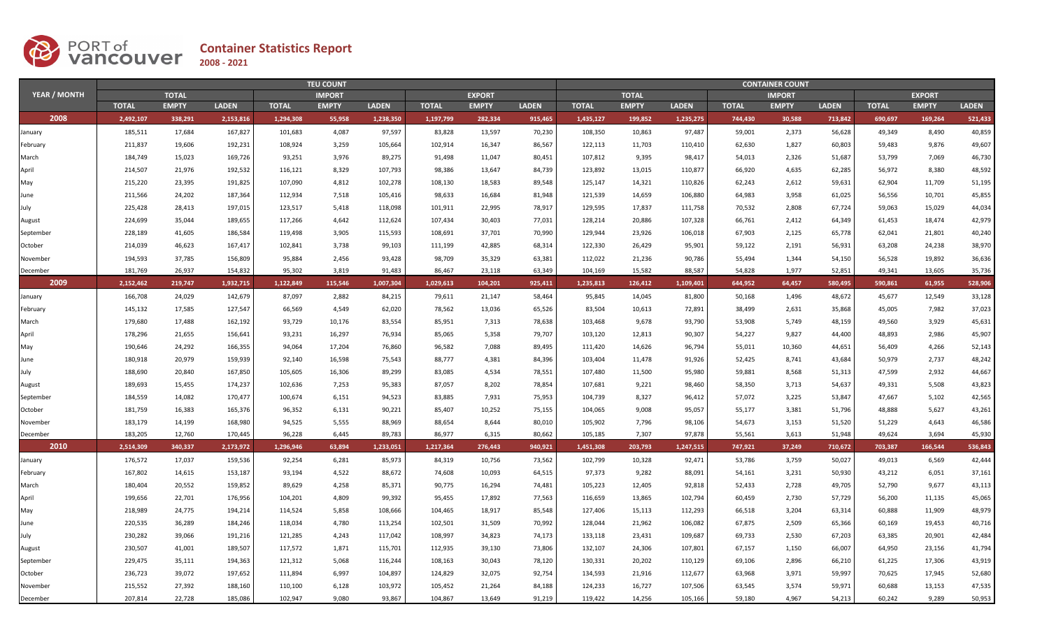# PORT of vancouver

## Container Statistics Report

**2008 - 2021**

| YEAR / MONTH | TEU COUNT | | | | | | | | | CONTAINER COUNT | | | | | | | | |
|---|---|---|---|---|---|---|---|---|---|---|---|---|---|---|---|---|---|---|
| | TOTAL | | | IMPORT | | | EXPORT | | | TOTAL | | | IMPORT | | | EXPORT | | |
| | TOTAL | EMPTY | LADEN | TOTAL | EMPTY | LADEN | TOTAL | EMPTY | LADEN | TOTAL | EMPTY | LADEN | TOTAL | EMPTY | LADEN | TOTAL | EMPTY | LADEN |
| **2008** | **2,492,107** | **338,291** | **2,153,816** | **1,294,308** | **55,958** | **1,238,350** | **1,197,799** | **282,334** | **915,465** | **1,435,127** | **199,852** | **1,235,275** | **744,430** | **30,588** | **713,842** | **690,697** | **169,264** | **521,433** |
| January | 185,511 | 17,684 | 167,827 | 101,683 | 4,087 | 97,597 | 83,828 | 13,597 | 70,230 | 108,350 | 10,863 | 97,487 | 59,001 | 2,373 | 56,628 | 49,349 | 8,490 | 40,859 |
| February | 211,837 | 19,606 | 192,231 | 108,924 | 3,259 | 105,664 | 102,914 | 16,347 | 86,567 | 122,113 | 11,703 | 110,410 | 62,630 | 1,827 | 60,803 | 59,483 | 9,876 | 49,607 |
| March | 184,749 | 15,023 | 169,726 | 93,251 | 3,976 | 89,275 | 91,498 | 11,047 | 80,451 | 107,812 | 9,395 | 98,417 | 54,013 | 2,326 | 51,687 | 53,799 | 7,069 | 46,730 |
| April | 214,507 | 21,976 | 192,532 | 116,121 | 8,329 | 107,793 | 98,386 | 13,647 | 84,739 | 123,892 | 13,015 | 110,877 | 66,920 | 4,635 | 62,285 | 56,972 | 8,380 | 48,592 |
| May | 215,220 | 23,395 | 191,825 | 107,090 | 4,812 | 102,278 | 108,130 | 18,583 | 89,548 | 125,147 | 14,321 | 110,826 | 62,243 | 2,612 | 59,631 | 62,904 | 11,709 | 51,195 |
| June | 211,566 | 24,202 | 187,364 | 112,934 | 7,518 | 105,416 | 98,633 | 16,684 | 81,948 | 121,539 | 14,659 | 106,880 | 64,983 | 3,958 | 61,025 | 56,556 | 10,701 | 45,855 |
| July | 225,428 | 28,413 | 197,015 | 123,517 | 5,418 | 118,098 | 101,911 | 22,995 | 78,917 | 129,595 | 17,837 | 111,758 | 70,532 | 2,808 | 67,724 | 59,063 | 15,029 | 44,034 |
| August | 224,699 | 35,044 | 189,655 | 117,266 | 4,642 | 112,624 | 107,434 | 30,403 | 77,031 | 128,214 | 20,886 | 107,328 | 66,761 | 2,412 | 64,349 | 61,453 | 18,474 | 42,979 |
| September | 228,189 | 41,605 | 186,584 | 119,498 | 3,905 | 115,593 | 108,691 | 37,701 | 70,990 | 129,944 | 23,926 | 106,018 | 67,903 | 2,125 | 65,778 | 62,041 | 21,801 | 40,240 |
| October | 214,039 | 46,623 | 167,417 | 102,841 | 3,738 | 99,103 | 111,199 | 42,885 | 68,314 | 122,330 | 26,429 | 95,901 | 59,122 | 2,191 | 56,931 | 63,208 | 24,238 | 38,970 |
| November | 194,593 | 37,785 | 156,809 | 95,884 | 2,456 | 93,428 | 98,709 | 35,329 | 63,381 | 112,022 | 21,236 | 90,786 | 55,494 | 1,344 | 54,150 | 56,528 | 19,892 | 36,636 |
| December | 181,769 | 26,937 | 154,832 | 95,302 | 3,819 | 91,483 | 86,467 | 23,118 | 63,349 | 104,169 | 15,582 | 88,587 | 54,828 | 1,977 | 52,851 | 49,341 | 13,605 | 35,736 |
| **2009** | **2,152,462** | **219,747** | **1,932,715** | **1,122,849** | **115,546** | **1,007,304** | **1,029,613** | **104,201** | **925,411** | **1,235,813** | **126,412** | **1,109,401** | **644,952** | **64,457** | **580,495** | **590,861** | **61,955** | **528,906** |
| January | 166,708 | 24,029 | 142,679 | 87,097 | 2,882 | 84,215 | 79,611 | 21,147 | 58,464 | 95,845 | 14,045 | 81,800 | 50,168 | 1,496 | 48,672 | 45,677 | 12,549 | 33,128 |
| February | 145,132 | 17,585 | 127,547 | 66,569 | 4,549 | 62,020 | 78,562 | 13,036 | 65,526 | 83,504 | 10,613 | 72,891 | 38,499 | 2,631 | 35,868 | 45,005 | 7,982 | 37,023 |
| March | 179,680 | 17,488 | 162,192 | 93,729 | 10,176 | 83,554 | 85,951 | 7,313 | 78,638 | 103,468 | 9,678 | 93,790 | 53,908 | 5,749 | 48,159 | 49,560 | 3,929 | 45,631 |
| April | 178,296 | 21,655 | 156,641 | 93,231 | 16,297 | 76,934 | 85,065 | 5,358 | 79,707 | 103,120 | 12,813 | 90,307 | 54,227 | 9,827 | 44,400 | 48,893 | 2,986 | 45,907 |
| May | 190,646 | 24,292 | 166,355 | 94,064 | 17,204 | 76,860 | 96,582 | 7,088 | 89,495 | 111,420 | 14,626 | 96,794 | 55,011 | 10,360 | 44,651 | 56,409 | 4,266 | 52,143 |
| June | 180,918 | 20,979 | 159,939 | 92,140 | 16,598 | 75,543 | 88,777 | 4,381 | 84,396 | 103,404 | 11,478 | 91,926 | 52,425 | 8,741 | 43,684 | 50,979 | 2,737 | 48,242 |
| July | 188,690 | 20,840 | 167,850 | 105,605 | 16,306 | 89,299 | 83,085 | 4,534 | 78,551 | 107,480 | 11,500 | 95,980 | 59,881 | 8,568 | 51,313 | 47,599 | 2,932 | 44,667 |
| August | 189,693 | 15,455 | 174,237 | 102,636 | 7,253 | 95,383 | 87,057 | 8,202 | 78,854 | 107,681 | 9,221 | 98,460 | 58,350 | 3,713 | 54,637 | 49,331 | 5,508 | 43,823 |
| September | 184,559 | 14,082 | 170,477 | 100,674 | 6,151 | 94,523 | 83,885 | 7,931 | 75,953 | 104,739 | 8,327 | 96,412 | 57,072 | 3,225 | 53,847 | 47,667 | 5,102 | 42,565 |
| October | 181,759 | 16,383 | 165,376 | 96,352 | 6,131 | 90,221 | 85,407 | 10,252 | 75,155 | 104,065 | 9,008 | 95,057 | 55,177 | 3,381 | 51,796 | 48,888 | 5,627 | 43,261 |
| November | 183,179 | 14,199 | 168,980 | 94,525 | 5,555 | 88,969 | 88,654 | 8,644 | 80,010 | 105,902 | 7,796 | 98,106 | 54,673 | 3,153 | 51,520 | 51,229 | 4,643 | 46,586 |
| December | 183,205 | 12,760 | 170,445 | 96,228 | 6,445 | 89,783 | 86,977 | 6,315 | 80,662 | 105,185 | 7,307 | 97,878 | 55,561 | 3,613 | 51,948 | 49,624 | 3,694 | 45,930 |
| **2010** | **2,514,309** | **340,337** | **2,173,972** | **1,296,946** | **63,894** | **1,233,051** | **1,217,364** | **276,443** | **940,921** | **1,451,308** | **203,793** | **1,247,515** | **747,921** | **37,249** | **710,672** | **703,387** | **166,544** | **536,843** |
| January | 176,572 | 17,037 | 159,536 | 92,254 | 6,281 | 85,973 | 84,319 | 10,756 | 73,562 | 102,799 | 10,328 | 92,471 | 53,786 | 3,759 | 50,027 | 49,013 | 6,569 | 42,444 |
| February | 167,802 | 14,615 | 153,187 | 93,194 | 4,522 | 88,672 | 74,608 | 10,093 | 64,515 | 97,373 | 9,282 | 88,091 | 54,161 | 3,231 | 50,930 | 43,212 | 6,051 | 37,161 |
| March | 180,404 | 20,552 | 159,852 | 89,629 | 4,258 | 85,371 | 90,775 | 16,294 | 74,481 | 105,223 | 12,405 | 92,818 | 52,433 | 2,728 | 49,705 | 52,790 | 9,677 | 43,113 |
| April | 199,656 | 22,701 | 176,956 | 104,201 | 4,809 | 99,392 | 95,455 | 17,892 | 77,563 | 116,659 | 13,865 | 102,794 | 60,459 | 2,730 | 57,729 | 56,200 | 11,135 | 45,065 |
| May | 218,989 | 24,775 | 194,214 | 114,524 | 5,858 | 108,666 | 104,465 | 18,917 | 85,548 | 127,406 | 15,113 | 112,293 | 66,518 | 3,204 | 63,314 | 60,888 | 11,909 | 48,979 |
| June | 220,535 | 36,289 | 184,246 | 118,034 | 4,780 | 113,254 | 102,501 | 31,509 | 70,992 | 128,044 | 21,962 | 106,082 | 67,875 | 2,509 | 65,366 | 60,169 | 19,453 | 40,716 |
| July | 230,282 | 39,066 | 191,216 | 121,285 | 4,243 | 117,042 | 108,997 | 34,823 | 74,173 | 133,118 | 23,431 | 109,687 | 69,733 | 2,530 | 67,203 | 63,385 | 20,901 | 42,484 |
| August | 230,507 | 41,001 | 189,507 | 117,572 | 1,871 | 115,701 | 112,935 | 39,130 | 73,806 | 132,107 | 24,306 | 107,801 | 67,157 | 1,150 | 66,007 | 64,950 | 23,156 | 41,794 |
| September | 229,475 | 35,111 | 194,363 | 121,312 | 5,068 | 116,244 | 108,163 | 30,043 | 78,120 | 130,331 | 20,202 | 110,129 | 69,106 | 2,896 | 66,210 | 61,225 | 17,306 | 43,919 |
| October | 236,723 | 39,072 | 197,652 | 111,894 | 6,997 | 104,897 | 124,829 | 32,075 | 92,754 | 134,593 | 21,916 | 112,677 | 63,968 | 3,971 | 59,997 | 70,625 | 17,945 | 52,680 |
| November | 215,552 | 27,392 | 188,160 | 110,100 | 6,128 | 103,972 | 105,452 | 21,264 | 84,188 | 124,233 | 16,727 | 107,506 | 63,545 | 3,574 | 59,971 | 60,688 | 13,153 | 47,535 |
| December | 207,814 | 22,728 | 185,086 | 102,947 | 9,080 | 93,867 | 104,867 | 13,649 | 91,219 | 119,422 | 14,256 | 105,166 | 59,180 | 4,967 | 54,213 | 60,242 | 9,289 | 50,953 |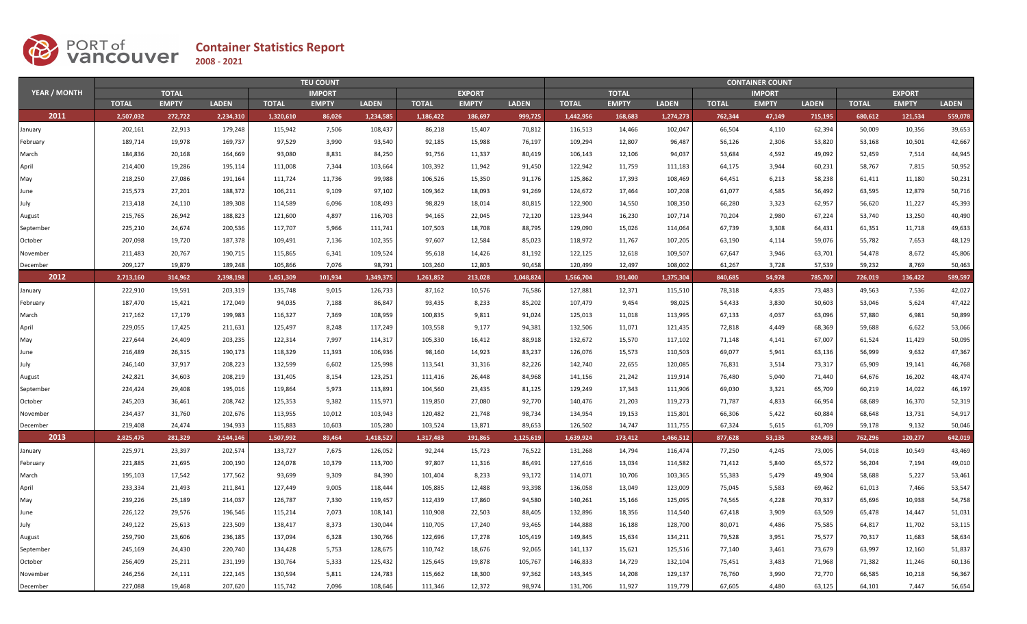# Container Statistics Report

2008 - 2021

| YEAR / MONTH | TEU COUNT | | | | | | | | | CONTAINER COUNT | | | | | | | | |
|---|---|---|---|---|---|---|---|---|---|---|---|---|---|---|---|---|---|---|
| | TOTAL | | | IMPORT | | | EXPORT | | | TOTAL | | | IMPORT | | | EXPORT | | |
| | TOTAL | EMPTY | LADEN | TOTAL | EMPTY | LADEN | TOTAL | EMPTY | LADEN | TOTAL | EMPTY | LADEN | TOTAL | EMPTY | LADEN | TOTAL | EMPTY | LADEN |
| **2011** | **2,507,032** | **272,722** | **2,234,310** | **1,320,610** | **86,026** | **1,234,585** | **1,186,422** | **186,697** | **999,725** | **1,442,956** | **168,683** | **1,274,273** | **762,344** | **47,149** | **715,195** | **680,612** | **121,534** | **559,078** |
| January | 202,161 | 22,913 | 179,248 | 115,942 | 7,506 | 108,437 | 86,218 | 15,407 | 70,812 | 116,513 | 14,466 | 102,047 | 66,504 | 4,110 | 62,394 | 50,009 | 10,356 | 39,653 |
| February | 189,714 | 19,978 | 169,737 | 97,529 | 3,990 | 93,540 | 92,185 | 15,988 | 76,197 | 109,294 | 12,807 | 96,487 | 56,126 | 2,306 | 53,820 | 53,168 | 10,501 | 42,667 |
| March | 184,836 | 20,168 | 164,669 | 93,080 | 8,831 | 84,250 | 91,756 | 11,337 | 80,419 | 106,143 | 12,106 | 94,037 | 53,684 | 4,592 | 49,092 | 52,459 | 7,514 | 44,945 |
| April | 214,400 | 19,286 | 195,114 | 111,008 | 7,344 | 103,664 | 103,392 | 11,942 | 91,450 | 122,942 | 11,759 | 111,183 | 64,175 | 3,944 | 60,231 | 58,767 | 7,815 | 50,952 |
| May | 218,250 | 27,086 | 191,164 | 111,724 | 11,736 | 99,988 | 106,526 | 15,350 | 91,176 | 125,862 | 17,393 | 108,469 | 64,451 | 6,213 | 58,238 | 61,411 | 11,180 | 50,231 |
| June | 215,573 | 27,201 | 188,372 | 106,211 | 9,109 | 97,102 | 109,362 | 18,093 | 91,269 | 124,672 | 17,464 | 107,208 | 61,077 | 4,585 | 56,492 | 63,595 | 12,879 | 50,716 |
| July | 213,418 | 24,110 | 189,308 | 114,589 | 6,096 | 108,493 | 98,829 | 18,014 | 80,815 | 122,900 | 14,550 | 108,350 | 66,280 | 3,323 | 62,957 | 56,620 | 11,227 | 45,393 |
| August | 215,765 | 26,942 | 188,823 | 121,600 | 4,897 | 116,703 | 94,165 | 22,045 | 72,120 | 123,944 | 16,230 | 107,714 | 70,204 | 2,980 | 67,224 | 53,740 | 13,250 | 40,490 |
| September | 225,210 | 24,674 | 200,536 | 117,707 | 5,966 | 111,741 | 107,503 | 18,708 | 88,795 | 129,090 | 15,026 | 114,064 | 67,739 | 3,308 | 64,431 | 61,351 | 11,718 | 49,633 |
| October | 207,098 | 19,720 | 187,378 | 109,491 | 7,136 | 102,355 | 97,607 | 12,584 | 85,023 | 118,972 | 11,767 | 107,205 | 63,190 | 4,114 | 59,076 | 55,782 | 7,653 | 48,129 |
| November | 211,483 | 20,767 | 190,715 | 115,865 | 6,341 | 109,524 | 95,618 | 14,426 | 81,192 | 122,125 | 12,618 | 109,507 | 67,647 | 3,946 | 63,701 | 54,478 | 8,672 | 45,806 |
| December | 209,127 | 19,879 | 189,248 | 105,866 | 7,076 | 98,791 | 103,260 | 12,803 | 90,458 | 120,499 | 12,497 | 108,002 | 61,267 | 3,728 | 57,539 | 59,232 | 8,769 | 50,463 |
| **2012** | **2,713,160** | **314,962** | **2,398,198** | **1,451,309** | **101,934** | **1,349,375** | **1,261,852** | **213,028** | **1,048,824** | **1,566,704** | **191,400** | **1,375,304** | **840,685** | **54,978** | **785,707** | **726,019** | **136,422** | **589,597** |
| January | 222,910 | 19,591 | 203,319 | 135,748 | 9,015 | 126,733 | 87,162 | 10,576 | 76,586 | 127,881 | 12,371 | 115,510 | 78,318 | 4,835 | 73,483 | 49,563 | 7,536 | 42,027 |
| February | 187,470 | 15,421 | 172,049 | 94,035 | 7,188 | 86,847 | 93,435 | 8,233 | 85,202 | 107,479 | 9,454 | 98,025 | 54,433 | 3,830 | 50,603 | 53,046 | 5,624 | 47,422 |
| March | 217,162 | 17,179 | 199,983 | 116,327 | 7,369 | 108,959 | 100,835 | 9,811 | 91,024 | 125,013 | 11,018 | 113,995 | 67,133 | 4,037 | 63,096 | 57,880 | 6,981 | 50,899 |
| April | 229,055 | 17,425 | 211,631 | 125,497 | 8,248 | 117,249 | 103,558 | 9,177 | 94,381 | 132,506 | 11,071 | 121,435 | 72,818 | 4,449 | 68,369 | 59,688 | 6,622 | 53,066 |
| May | 227,644 | 24,409 | 203,235 | 122,314 | 7,997 | 114,317 | 105,330 | 16,412 | 88,918 | 132,672 | 15,570 | 117,102 | 71,148 | 4,141 | 67,007 | 61,524 | 11,429 | 50,095 |
| June | 216,489 | 26,315 | 190,173 | 118,329 | 11,393 | 106,936 | 98,160 | 14,923 | 83,237 | 126,076 | 15,573 | 110,503 | 69,077 | 5,941 | 63,136 | 56,999 | 9,632 | 47,367 |
| July | 246,140 | 37,917 | 208,223 | 132,599 | 6,602 | 125,998 | 113,541 | 31,316 | 82,226 | 142,740 | 22,655 | 120,085 | 76,831 | 3,514 | 73,317 | 65,909 | 19,141 | 46,768 |
| August | 242,821 | 34,603 | 208,219 | 131,405 | 8,154 | 123,251 | 111,416 | 26,448 | 84,968 | 141,156 | 21,242 | 119,914 | 76,480 | 5,040 | 71,440 | 64,676 | 16,202 | 48,474 |
| September | 224,424 | 29,408 | 195,016 | 119,864 | 5,973 | 113,891 | 104,560 | 23,435 | 81,125 | 129,249 | 17,343 | 111,906 | 69,030 | 3,321 | 65,709 | 60,219 | 14,022 | 46,197 |
| October | 245,203 | 36,461 | 208,742 | 125,353 | 9,382 | 115,971 | 119,850 | 27,080 | 92,770 | 140,476 | 21,203 | 119,273 | 71,787 | 4,833 | 66,954 | 68,689 | 16,370 | 52,319 |
| November | 234,437 | 31,760 | 202,676 | 113,955 | 10,012 | 103,943 | 120,482 | 21,748 | 98,734 | 134,954 | 19,153 | 115,801 | 66,306 | 5,422 | 60,884 | 68,648 | 13,731 | 54,917 |
| December | 219,408 | 24,474 | 194,933 | 115,883 | 10,603 | 105,280 | 103,524 | 13,871 | 89,653 | 126,502 | 14,747 | 111,755 | 67,324 | 5,615 | 61,709 | 59,178 | 9,132 | 50,046 |
| **2013** | **2,825,475** | **281,329** | **2,544,146** | **1,507,992** | **89,464** | **1,418,527** | **1,317,483** | **191,865** | **1,125,619** | **1,639,924** | **173,412** | **1,466,512** | **877,628** | **53,135** | **824,493** | **762,296** | **120,277** | **642,019** |
| January | 225,971 | 23,397 | 202,574 | 133,727 | 7,675 | 126,052 | 92,244 | 15,723 | 76,522 | 131,268 | 14,794 | 116,474 | 77,250 | 4,245 | 73,005 | 54,018 | 10,549 | 43,469 |
| February | 221,885 | 21,695 | 200,190 | 124,078 | 10,379 | 113,700 | 97,807 | 11,316 | 86,491 | 127,616 | 13,034 | 114,582 | 71,412 | 5,840 | 65,572 | 56,204 | 7,194 | 49,010 |
| March | 195,103 | 17,542 | 177,562 | 93,699 | 9,309 | 84,390 | 101,404 | 8,233 | 93,172 | 114,071 | 10,706 | 103,365 | 55,383 | 5,479 | 49,904 | 58,688 | 5,227 | 53,461 |
| April | 233,334 | 21,493 | 211,841 | 127,449 | 9,005 | 118,444 | 105,885 | 12,488 | 93,398 | 136,058 | 13,049 | 123,009 | 75,045 | 5,583 | 69,462 | 61,013 | 7,466 | 53,547 |
| May | 239,226 | 25,189 | 214,037 | 126,787 | 7,330 | 119,457 | 112,439 | 17,860 | 94,580 | 140,261 | 15,166 | 125,095 | 74,565 | 4,228 | 70,337 | 65,696 | 10,938 | 54,758 |
| June | 226,122 | 29,576 | 196,546 | 115,214 | 7,073 | 108,141 | 110,908 | 22,503 | 88,405 | 132,896 | 18,356 | 114,540 | 67,418 | 3,909 | 63,509 | 65,478 | 14,447 | 51,031 |
| July | 249,122 | 25,613 | 223,509 | 138,417 | 8,373 | 130,044 | 110,705 | 17,240 | 93,465 | 144,888 | 16,188 | 128,700 | 80,071 | 4,486 | 75,585 | 64,817 | 11,702 | 53,115 |
| August | 259,790 | 23,606 | 236,185 | 137,094 | 6,328 | 130,766 | 122,696 | 17,278 | 105,419 | 149,845 | 15,634 | 134,211 | 79,528 | 3,951 | 75,577 | 70,317 | 11,683 | 58,634 |
| September | 245,169 | 24,430 | 220,740 | 134,428 | 5,753 | 128,675 | 110,742 | 18,676 | 92,065 | 141,137 | 15,621 | 125,516 | 77,140 | 3,461 | 73,679 | 63,997 | 12,160 | 51,837 |
| October | 256,409 | 25,211 | 231,199 | 130,764 | 5,333 | 125,432 | 125,645 | 19,878 | 105,767 | 146,833 | 14,729 | 132,104 | 75,451 | 3,483 | 71,968 | 71,382 | 11,246 | 60,136 |
| November | 246,256 | 24,111 | 222,145 | 130,594 | 5,811 | 124,783 | 115,662 | 18,300 | 97,362 | 143,345 | 14,208 | 129,137 | 76,760 | 3,990 | 72,770 | 66,585 | 10,218 | 56,367 |
| December | 227,088 | 19,468 | 207,620 | 115,742 | 7,096 | 108,646 | 111,346 | 12,372 | 98,974 | 131,706 | 11,927 | 119,779 | 67,605 | 4,480 | 63,125 | 64,101 | 7,447 | 56,654 |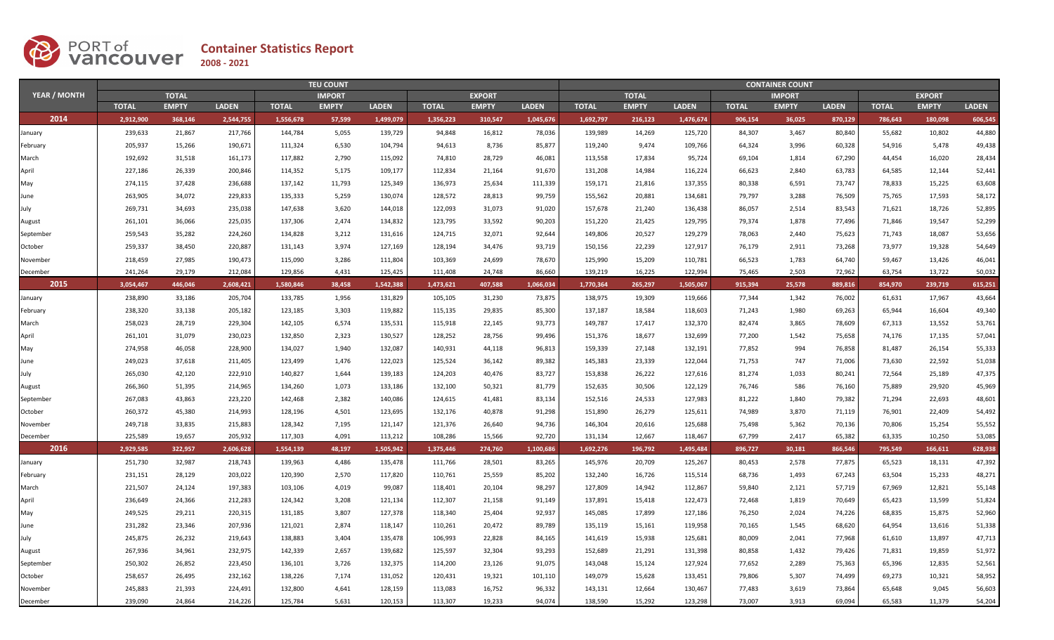# PORT of vancouver

## Container Statistics Report

**2008 - 2021**

| YEAR / MONTH | TEU COUNT | | | | | | | | | CONTAINER COUNT | | | | | | | | |
|---|---|---|---|---|---|---|---|---|---|---|---|---|---|---|---|---|---|---|
| | TOTAL | | | IMPORT | | | EXPORT | | | TOTAL | | | IMPORT | | | EXPORT | | |
| | TOTAL | EMPTY | LADEN | TOTAL | EMPTY | LADEN | TOTAL | EMPTY | LADEN | TOTAL | EMPTY | LADEN | TOTAL | EMPTY | LADEN | TOTAL | EMPTY | LADEN |
| **2014** | **2,912,900** | **368,146** | **2,544,755** | **1,556,678** | **57,599** | **1,499,079** | **1,356,223** | **310,547** | **1,045,676** | **1,692,797** | **216,123** | **1,476,674** | **906,154** | **36,025** | **870,129** | **786,643** | **180,098** | **606,545** |
| January | 239,633 | 21,867 | 217,766 | 144,784 | 5,055 | 139,729 | 94,848 | 16,812 | 78,036 | 139,989 | 14,269 | 125,720 | 84,307 | 3,467 | 80,840 | 55,682 | 10,802 | 44,880 |
| February | 205,937 | 15,266 | 190,671 | 111,324 | 6,530 | 104,794 | 94,613 | 8,736 | 85,877 | 119,240 | 9,474 | 109,766 | 64,324 | 3,996 | 60,328 | 54,916 | 5,478 | 49,438 |
| March | 192,692 | 31,518 | 161,173 | 117,882 | 2,790 | 115,092 | 74,810 | 28,729 | 46,081 | 113,558 | 17,834 | 95,724 | 69,104 | 1,814 | 67,290 | 44,454 | 16,020 | 28,434 |
| April | 227,186 | 26,339 | 200,846 | 114,352 | 5,175 | 109,177 | 112,834 | 21,164 | 91,670 | 131,208 | 14,984 | 116,224 | 66,623 | 2,840 | 63,783 | 64,585 | 12,144 | 52,441 |
| May | 274,115 | 37,428 | 236,688 | 137,142 | 11,793 | 125,349 | 136,973 | 25,634 | 111,339 | 159,171 | 21,816 | 137,355 | 80,338 | 6,591 | 73,747 | 78,833 | 15,225 | 63,608 |
| June | 263,905 | 34,072 | 229,833 | 135,333 | 5,259 | 130,074 | 128,572 | 28,813 | 99,759 | 155,562 | 20,881 | 134,681 | 79,797 | 3,288 | 76,509 | 75,765 | 17,593 | 58,172 |
| July | 269,731 | 34,693 | 235,038 | 147,638 | 3,620 | 144,018 | 122,093 | 31,073 | 91,020 | 157,678 | 21,240 | 136,438 | 86,057 | 2,514 | 83,543 | 71,621 | 18,726 | 52,895 |
| August | 261,101 | 36,066 | 225,035 | 137,306 | 2,474 | 134,832 | 123,795 | 33,592 | 90,203 | 151,220 | 21,425 | 129,795 | 79,374 | 1,878 | 77,496 | 71,846 | 19,547 | 52,299 |
| September | 259,543 | 35,282 | 224,260 | 134,828 | 3,212 | 131,616 | 124,715 | 32,071 | 92,644 | 149,806 | 20,527 | 129,279 | 78,063 | 2,440 | 75,623 | 71,743 | 18,087 | 53,656 |
| October | 259,337 | 38,450 | 220,887 | 131,143 | 3,974 | 127,169 | 128,194 | 34,476 | 93,719 | 150,156 | 22,239 | 127,917 | 76,179 | 2,911 | 73,268 | 73,977 | 19,328 | 54,649 |
| November | 218,459 | 27,985 | 190,473 | 115,090 | 3,286 | 111,804 | 103,369 | 24,699 | 78,670 | 125,990 | 15,209 | 110,781 | 66,523 | 1,783 | 64,740 | 59,467 | 13,426 | 46,041 |
| December | 241,264 | 29,179 | 212,084 | 129,856 | 4,431 | 125,425 | 111,408 | 24,748 | 86,660 | 139,219 | 16,225 | 122,994 | 75,465 | 2,503 | 72,962 | 63,754 | 13,722 | 50,032 |
| **2015** | **3,054,467** | **446,046** | **2,608,421** | **1,580,846** | **38,458** | **1,542,388** | **1,473,621** | **407,588** | **1,066,034** | **1,770,364** | **265,297** | **1,505,067** | **915,394** | **25,578** | **889,816** | **854,970** | **239,719** | **615,251** |
| January | 238,890 | 33,186 | 205,704 | 133,785 | 1,956 | 131,829 | 105,105 | 31,230 | 73,875 | 138,975 | 19,309 | 119,666 | 77,344 | 1,342 | 76,002 | 61,631 | 17,967 | 43,664 |
| February | 238,320 | 33,138 | 205,182 | 123,185 | 3,303 | 119,882 | 115,135 | 29,835 | 85,300 | 137,187 | 18,584 | 118,603 | 71,243 | 1,980 | 69,263 | 65,944 | 16,604 | 49,340 |
| March | 258,023 | 28,719 | 229,304 | 142,105 | 6,574 | 135,531 | 115,918 | 22,145 | 93,773 | 149,787 | 17,417 | 132,370 | 82,474 | 3,865 | 78,609 | 67,313 | 13,552 | 53,761 |
| April | 261,101 | 31,079 | 230,023 | 132,850 | 2,323 | 130,527 | 128,252 | 28,756 | 99,496 | 151,376 | 18,677 | 132,699 | 77,200 | 1,542 | 75,658 | 74,176 | 17,135 | 57,041 |
| May | 274,958 | 46,058 | 228,900 | 134,027 | 1,940 | 132,087 | 140,931 | 44,118 | 96,813 | 159,339 | 27,148 | 132,191 | 77,852 | 994 | 76,858 | 81,487 | 26,154 | 55,333 |
| June | 249,023 | 37,618 | 211,405 | 123,499 | 1,476 | 122,023 | 125,524 | 36,142 | 89,382 | 145,383 | 23,339 | 122,044 | 71,753 | 747 | 71,006 | 73,630 | 22,592 | 51,038 |
| July | 265,030 | 42,120 | 222,910 | 140,827 | 1,644 | 139,183 | 124,203 | 40,476 | 83,727 | 153,838 | 26,222 | 127,616 | 81,274 | 1,033 | 80,241 | 72,564 | 25,189 | 47,375 |
| August | 266,360 | 51,395 | 214,965 | 134,260 | 1,073 | 133,186 | 132,100 | 50,321 | 81,779 | 152,635 | 30,506 | 122,129 | 76,746 | 586 | 76,160 | 75,889 | 29,920 | 45,969 |
| September | 267,083 | 43,863 | 223,220 | 142,468 | 2,382 | 140,086 | 124,615 | 41,481 | 83,134 | 152,516 | 24,533 | 127,983 | 81,222 | 1,840 | 79,382 | 71,294 | 22,693 | 48,601 |
| October | 260,372 | 45,380 | 214,993 | 128,196 | 4,501 | 123,695 | 132,176 | 40,878 | 91,298 | 151,890 | 26,279 | 125,611 | 74,989 | 3,870 | 71,119 | 76,901 | 22,409 | 54,492 |
| November | 249,718 | 33,835 | 215,883 | 128,342 | 7,195 | 121,147 | 121,376 | 26,640 | 94,736 | 146,304 | 20,616 | 125,688 | 75,498 | 5,362 | 70,136 | 70,806 | 15,254 | 55,552 |
| December | 225,589 | 19,657 | 205,932 | 117,303 | 4,091 | 113,212 | 108,286 | 15,566 | 92,720 | 131,134 | 12,667 | 118,467 | 67,799 | 2,417 | 65,382 | 63,335 | 10,250 | 53,085 |
| **2016** | **2,929,585** | **322,957** | **2,606,628** | **1,554,139** | **48,197** | **1,505,942** | **1,375,446** | **274,760** | **1,100,686** | **1,692,276** | **196,792** | **1,495,484** | **896,727** | **30,181** | **866,546** | **795,549** | **166,611** | **628,938** |
| January | 251,730 | 32,987 | 218,743 | 139,963 | 4,486 | 135,478 | 111,766 | 28,501 | 83,265 | 145,976 | 20,709 | 125,267 | 80,453 | 2,578 | 77,875 | 65,523 | 18,131 | 47,392 |
| February | 231,151 | 28,129 | 203,022 | 120,390 | 2,570 | 117,820 | 110,761 | 25,559 | 85,202 | 132,240 | 16,726 | 115,514 | 68,736 | 1,493 | 67,243 | 63,504 | 15,233 | 48,271 |
| March | 221,507 | 24,124 | 197,383 | 103,106 | 4,019 | 99,087 | 118,401 | 20,104 | 98,297 | 127,809 | 14,942 | 112,867 | 59,840 | 2,121 | 57,719 | 67,969 | 12,821 | 55,148 |
| April | 236,649 | 24,366 | 212,283 | 124,342 | 3,208 | 121,134 | 112,307 | 21,158 | 91,149 | 137,891 | 15,418 | 122,473 | 72,468 | 1,819 | 70,649 | 65,423 | 13,599 | 51,824 |
| May | 249,525 | 29,211 | 220,315 | 131,185 | 3,807 | 127,378 | 118,340 | 25,404 | 92,937 | 145,085 | 17,899 | 127,186 | 76,250 | 2,024 | 74,226 | 68,835 | 15,875 | 52,960 |
| June | 231,282 | 23,346 | 207,936 | 121,021 | 2,874 | 118,147 | 110,261 | 20,472 | 89,789 | 135,119 | 15,161 | 119,958 | 70,165 | 1,545 | 68,620 | 64,954 | 13,616 | 51,338 |
| July | 245,875 | 26,232 | 219,643 | 138,883 | 3,404 | 135,478 | 106,993 | 22,828 | 84,165 | 141,619 | 15,938 | 125,681 | 80,009 | 2,041 | 77,968 | 61,610 | 13,897 | 47,713 |
| August | 267,936 | 34,961 | 232,975 | 142,339 | 2,657 | 139,682 | 125,597 | 32,304 | 93,293 | 152,689 | 21,291 | 131,398 | 80,858 | 1,432 | 79,426 | 71,831 | 19,859 | 51,972 |
| September | 250,302 | 26,852 | 223,450 | 136,101 | 3,726 | 132,375 | 114,200 | 23,126 | 91,075 | 143,048 | 15,124 | 127,924 | 77,652 | 2,289 | 75,363 | 65,396 | 12,835 | 52,561 |
| October | 258,657 | 26,495 | 232,162 | 138,226 | 7,174 | 131,052 | 120,431 | 19,321 | 101,110 | 149,079 | 15,628 | 133,451 | 79,806 | 5,307 | 74,499 | 69,273 | 10,321 | 58,952 |
| November | 245,883 | 21,393 | 224,491 | 132,800 | 4,641 | 128,159 | 113,083 | 16,752 | 96,332 | 143,131 | 12,664 | 130,467 | 77,483 | 3,619 | 73,864 | 65,648 | 9,045 | 56,603 |
| December | 239,090 | 24,864 | 214,226 | 125,784 | 5,631 | 120,153 | 113,307 | 19,233 | 94,074 | 138,590 | 15,292 | 123,298 | 73,007 | 3,913 | 69,094 | 65,583 | 11,379 | 54,204 |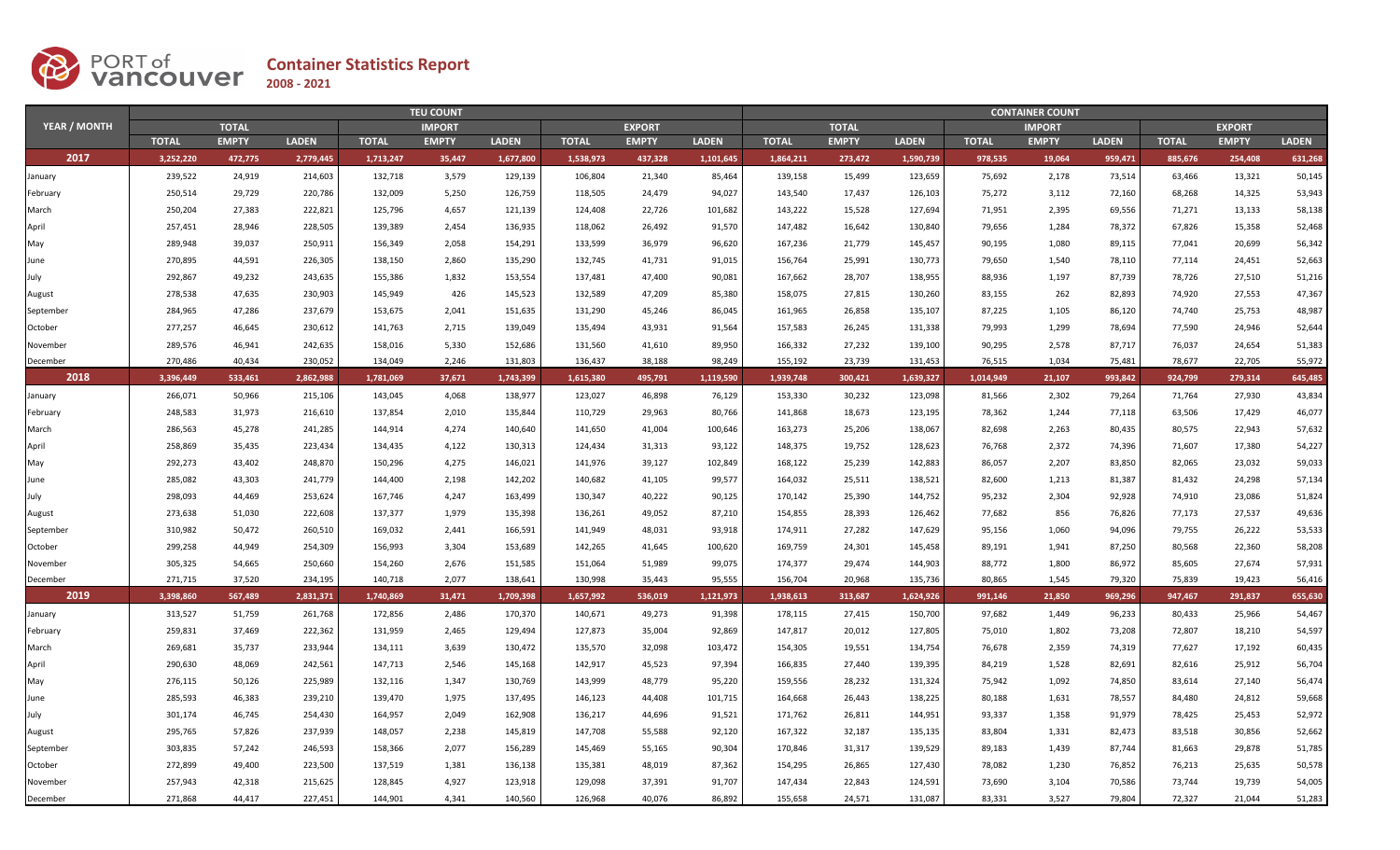# Container Statistics Report

**2008 - 2021**

| YEAR / MONTH | TEU COUNT | | | | | | | | | CONTAINER COUNT | | | | | | | | |
|---|---|---|---|---|---|---|---|---|---|---|---|---|---|---|---|---|---|---|
| | TOTAL | | | IMPORT | | | EXPORT | | | TOTAL | | | IMPORT | | | EXPORT | | |
| | TOTAL | EMPTY | LADEN | TOTAL | EMPTY | LADEN | TOTAL | EMPTY | LADEN | TOTAL | EMPTY | LADEN | TOTAL | EMPTY | LADEN | TOTAL | EMPTY | LADEN |
| **2017** | **3,252,220** | **472,775** | **2,779,445** | **1,713,247** | **35,447** | **1,677,800** | **1,538,973** | **437,328** | **1,101,645** | **1,864,211** | **273,472** | **1,590,739** | **978,535** | **19,064** | **959,471** | **885,676** | **254,408** | **631,268** |
| January | 239,522 | 24,919 | 214,603 | 132,718 | 3,579 | 129,139 | 106,804 | 21,340 | 85,464 | 139,158 | 15,499 | 123,659 | 75,692 | 2,178 | 73,514 | 63,466 | 13,321 | 50,145 |
| February | 250,514 | 29,729 | 220,786 | 132,009 | 5,250 | 126,759 | 118,505 | 24,479 | 94,027 | 143,540 | 17,437 | 126,103 | 75,272 | 3,112 | 72,160 | 68,268 | 14,325 | 53,943 |
| March | 250,204 | 27,383 | 222,821 | 125,796 | 4,657 | 121,139 | 124,408 | 22,726 | 101,682 | 143,222 | 15,528 | 127,694 | 71,951 | 2,395 | 69,556 | 71,271 | 13,133 | 58,138 |
| April | 257,451 | 28,946 | 228,505 | 139,389 | 2,454 | 136,935 | 118,062 | 26,492 | 91,570 | 147,482 | 16,642 | 130,840 | 79,656 | 1,284 | 78,372 | 67,826 | 15,358 | 52,468 |
| May | 289,948 | 39,037 | 250,911 | 156,349 | 2,058 | 154,291 | 133,599 | 36,979 | 96,620 | 167,236 | 21,779 | 145,457 | 90,195 | 1,080 | 89,115 | 77,041 | 20,699 | 56,342 |
| June | 270,895 | 44,591 | 226,305 | 138,150 | 2,860 | 135,290 | 132,745 | 41,731 | 91,015 | 156,764 | 25,991 | 130,773 | 79,650 | 1,540 | 78,110 | 77,114 | 24,451 | 52,663 |
| July | 292,867 | 49,232 | 243,635 | 155,386 | 1,832 | 153,554 | 137,481 | 47,400 | 90,081 | 167,662 | 28,707 | 138,955 | 88,936 | 1,197 | 87,739 | 78,726 | 27,510 | 51,216 |
| August | 278,538 | 47,635 | 230,903 | 145,949 | 426 | 145,523 | 132,589 | 47,209 | 85,380 | 158,075 | 27,815 | 130,260 | 83,155 | 262 | 82,893 | 74,920 | 27,553 | 47,367 |
| September | 284,965 | 47,286 | 237,679 | 153,675 | 2,041 | 151,635 | 131,290 | 45,246 | 86,045 | 161,965 | 26,858 | 135,107 | 87,225 | 1,105 | 86,120 | 74,740 | 25,753 | 48,987 |
| October | 277,257 | 46,645 | 230,612 | 141,763 | 2,715 | 139,049 | 135,494 | 43,931 | 91,564 | 157,583 | 26,245 | 131,338 | 79,993 | 1,299 | 78,694 | 77,590 | 24,946 | 52,644 |
| November | 289,576 | 46,941 | 242,635 | 158,016 | 5,330 | 152,686 | 131,560 | 41,610 | 89,950 | 166,332 | 27,232 | 139,100 | 90,295 | 2,578 | 87,717 | 76,037 | 24,654 | 51,383 |
| December | 270,486 | 40,434 | 230,052 | 134,049 | 2,246 | 131,803 | 136,437 | 38,188 | 98,249 | 155,192 | 23,739 | 131,453 | 76,515 | 1,034 | 75,481 | 78,677 | 22,705 | 55,972 |
| **2018** | **3,396,449** | **533,461** | **2,862,988** | **1,781,069** | **37,671** | **1,743,399** | **1,615,380** | **495,791** | **1,119,590** | **1,939,748** | **300,421** | **1,639,327** | **1,014,949** | **21,107** | **993,842** | **924,799** | **279,314** | **645,485** |
| January | 266,071 | 50,966 | 215,106 | 143,045 | 4,068 | 138,977 | 123,027 | 46,898 | 76,129 | 153,330 | 30,232 | 123,098 | 81,566 | 2,302 | 79,264 | 71,764 | 27,930 | 43,834 |
| February | 248,583 | 31,973 | 216,610 | 137,854 | 2,010 | 135,844 | 110,729 | 29,963 | 80,766 | 141,868 | 18,673 | 123,195 | 78,362 | 1,244 | 77,118 | 63,506 | 17,429 | 46,077 |
| March | 286,563 | 45,278 | 241,285 | 144,914 | 4,274 | 140,640 | 141,650 | 41,004 | 100,646 | 163,273 | 25,206 | 138,067 | 82,698 | 2,263 | 80,435 | 80,575 | 22,943 | 57,632 |
| April | 258,869 | 35,435 | 223,434 | 134,435 | 4,122 | 130,313 | 124,434 | 31,313 | 93,122 | 148,375 | 19,752 | 128,623 | 76,768 | 2,372 | 74,396 | 71,607 | 17,380 | 54,227 |
| May | 292,273 | 43,402 | 248,870 | 150,296 | 4,275 | 146,021 | 141,976 | 39,127 | 102,849 | 168,122 | 25,239 | 142,883 | 86,057 | 2,207 | 83,850 | 82,065 | 23,032 | 59,033 |
| June | 285,082 | 43,303 | 241,779 | 144,400 | 2,198 | 142,202 | 140,682 | 41,105 | 99,577 | 164,032 | 25,511 | 138,521 | 82,600 | 1,213 | 81,387 | 81,432 | 24,298 | 57,134 |
| July | 298,093 | 44,469 | 253,624 | 167,746 | 4,247 | 163,499 | 130,347 | 40,222 | 90,125 | 170,142 | 25,390 | 144,752 | 95,232 | 2,304 | 92,928 | 74,910 | 23,086 | 51,824 |
| August | 273,638 | 51,030 | 222,608 | 137,377 | 1,979 | 135,398 | 136,261 | 49,052 | 87,210 | 154,855 | 28,393 | 126,462 | 77,682 | 856 | 76,826 | 77,173 | 27,537 | 49,636 |
| September | 310,982 | 50,472 | 260,510 | 169,032 | 2,441 | 166,591 | 141,949 | 48,031 | 93,918 | 174,911 | 27,282 | 147,629 | 95,156 | 1,060 | 94,096 | 79,755 | 26,222 | 53,533 |
| October | 299,258 | 44,949 | 254,309 | 156,993 | 3,304 | 153,689 | 142,265 | 41,645 | 100,620 | 169,759 | 24,301 | 145,458 | 89,191 | 1,941 | 87,250 | 80,568 | 22,360 | 58,208 |
| November | 305,325 | 54,665 | 250,660 | 154,260 | 2,676 | 151,585 | 151,064 | 51,989 | 99,075 | 174,377 | 29,474 | 144,903 | 88,772 | 1,800 | 86,972 | 85,605 | 27,674 | 57,931 |
| December | 271,715 | 37,520 | 234,195 | 140,718 | 2,077 | 138,641 | 130,998 | 35,443 | 95,555 | 156,704 | 20,968 | 135,736 | 80,865 | 1,545 | 79,320 | 75,839 | 19,423 | 56,416 |
| **2019** | **3,398,860** | **567,489** | **2,831,371** | **1,740,869** | **31,471** | **1,709,398** | **1,657,992** | **536,019** | **1,121,973** | **1,938,613** | **313,687** | **1,624,926** | **991,146** | **21,850** | **969,296** | **947,467** | **291,837** | **655,630** |
| January | 313,527 | 51,759 | 261,768 | 172,856 | 2,486 | 170,370 | 140,671 | 49,273 | 91,398 | 178,115 | 27,415 | 150,700 | 97,682 | 1,449 | 96,233 | 80,433 | 25,966 | 54,467 |
| February | 259,831 | 37,469 | 222,362 | 131,959 | 2,465 | 129,494 | 127,873 | 35,004 | 92,869 | 147,817 | 20,012 | 127,805 | 75,010 | 1,802 | 73,208 | 72,807 | 18,210 | 54,597 |
| March | 269,681 | 35,737 | 233,944 | 134,111 | 3,639 | 130,472 | 135,570 | 32,098 | 103,472 | 154,305 | 19,551 | 134,754 | 76,678 | 2,359 | 74,319 | 77,627 | 17,192 | 60,435 |
| April | 290,630 | 48,069 | 242,561 | 147,713 | 2,546 | 145,168 | 142,917 | 45,523 | 97,394 | 166,835 | 27,440 | 139,395 | 84,219 | 1,528 | 82,691 | 82,616 | 25,912 | 56,704 |
| May | 276,115 | 50,126 | 225,989 | 132,116 | 1,347 | 130,769 | 143,999 | 48,779 | 95,220 | 159,556 | 28,232 | 131,324 | 75,942 | 1,092 | 74,850 | 83,614 | 27,140 | 56,474 |
| June | 285,593 | 46,383 | 239,210 | 139,470 | 1,975 | 137,495 | 146,123 | 44,408 | 101,715 | 164,668 | 26,443 | 138,225 | 80,188 | 1,631 | 78,557 | 84,480 | 24,812 | 59,668 |
| July | 301,174 | 46,745 | 254,430 | 164,957 | 2,049 | 162,908 | 136,217 | 44,696 | 91,521 | 171,762 | 26,811 | 144,951 | 93,337 | 1,358 | 91,979 | 78,425 | 25,453 | 52,972 |
| August | 295,765 | 57,826 | 237,939 | 148,057 | 2,238 | 145,819 | 147,708 | 55,588 | 92,120 | 167,322 | 32,187 | 135,135 | 83,804 | 1,331 | 82,473 | 83,518 | 30,856 | 52,662 |
| September | 303,835 | 57,242 | 246,593 | 158,366 | 2,077 | 156,289 | 145,469 | 55,165 | 90,304 | 170,846 | 31,317 | 139,529 | 89,183 | 1,439 | 87,744 | 81,663 | 29,878 | 51,785 |
| October | 272,899 | 49,400 | 223,500 | 137,519 | 1,381 | 136,138 | 135,381 | 48,019 | 87,362 | 154,295 | 26,865 | 127,430 | 78,082 | 1,230 | 76,852 | 76,213 | 25,635 | 50,578 |
| November | 257,943 | 42,318 | 215,625 | 128,845 | 4,927 | 123,918 | 129,098 | 37,391 | 91,707 | 147,434 | 22,843 | 124,591 | 73,690 | 3,104 | 70,586 | 73,744 | 19,739 | 54,005 |
| December | 271,868 | 44,417 | 227,451 | 144,901 | 4,341 | 140,560 | 126,968 | 40,076 | 86,892 | 155,658 | 24,571 | 131,087 | 83,331 | 3,527 | 79,804 | 72,327 | 21,044 | 51,283 |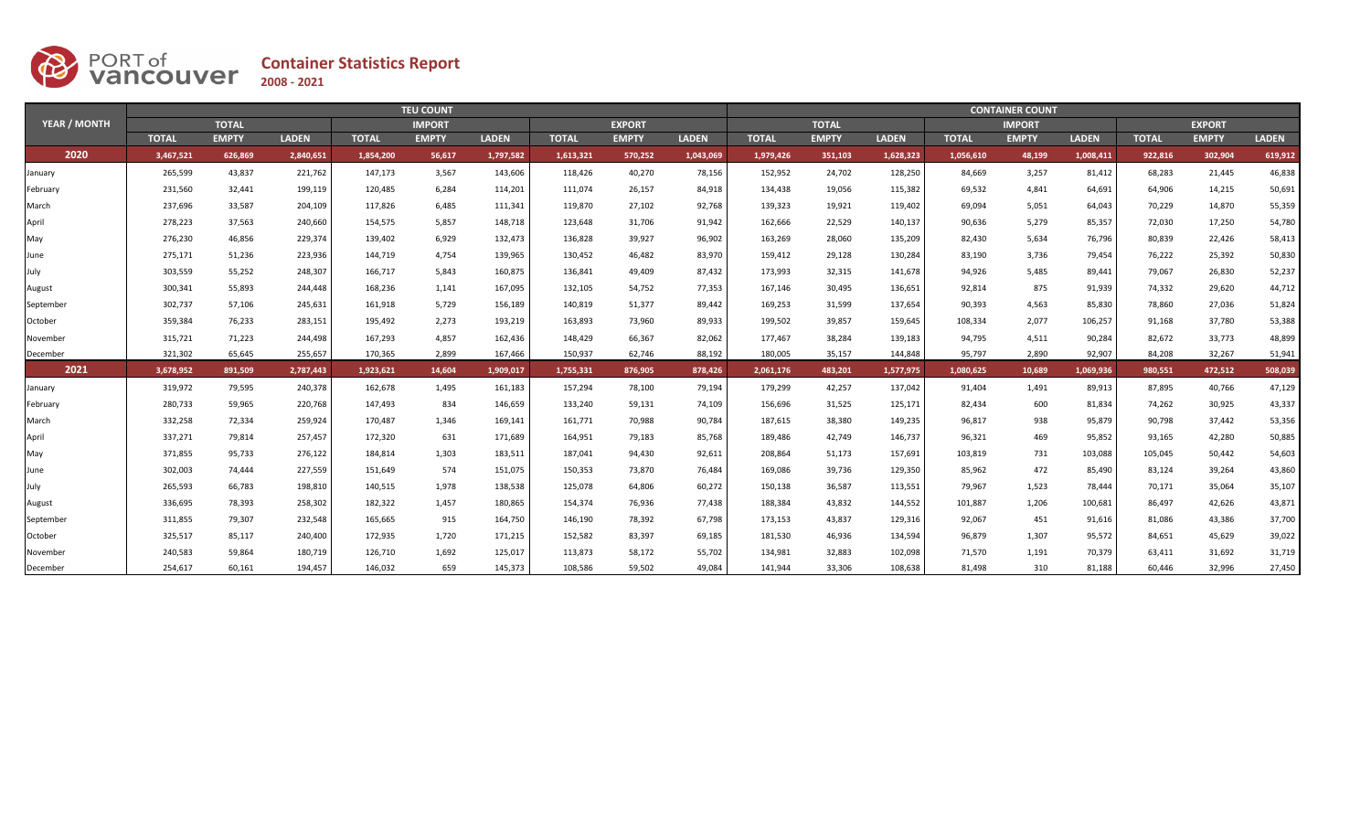# Container Statistics Report

**2008 - 2021**

| YEAR / MONTH | TEU COUNT | | | | | | | | | CONTAINER COUNT | | | | | | | | |
|---|---|---|---|---|---|---|---|---|---|---|---|---|---|---|---|---|---|---|
| | TOTAL | | | IMPORT | | | EXPORT | | | TOTAL | | | IMPORT | | | EXPORT | | |
| | TOTAL | EMPTY | LADEN | TOTAL | EMPTY | LADEN | TOTAL | EMPTY | LADEN | TOTAL | EMPTY | LADEN | TOTAL | EMPTY | LADEN | TOTAL | EMPTY | LADEN |
| **2020** | **3,467,521** | **626,869** | **2,840,651** | **1,854,200** | **56,617** | **1,797,582** | **1,613,321** | **570,252** | **1,043,069** | **1,979,426** | **351,103** | **1,628,323** | **1,056,610** | **48,199** | **1,008,411** | **922,816** | **302,904** | **619,912** |
| January | 265,599 | 43,837 | 221,762 | 147,173 | 3,567 | 143,606 | 118,426 | 40,270 | 78,156 | 152,952 | 24,702 | 128,250 | 84,669 | 3,257 | 81,412 | 68,283 | 21,445 | 46,838 |
| February | 231,560 | 32,441 | 199,119 | 120,485 | 6,284 | 114,201 | 111,074 | 26,157 | 84,918 | 134,438 | 19,056 | 115,382 | 69,532 | 4,841 | 64,691 | 64,906 | 14,215 | 50,691 |
| March | 237,696 | 33,587 | 204,109 | 117,826 | 6,485 | 111,341 | 119,870 | 27,102 | 92,768 | 139,323 | 19,921 | 119,402 | 69,094 | 5,051 | 64,043 | 70,229 | 14,870 | 55,359 |
| April | 278,223 | 37,563 | 240,660 | 154,575 | 5,857 | 148,718 | 123,648 | 31,706 | 91,942 | 162,666 | 22,529 | 140,137 | 90,636 | 5,279 | 85,357 | 72,030 | 17,250 | 54,780 |
| May | 276,230 | 46,856 | 229,374 | 139,402 | 6,929 | 132,473 | 136,828 | 39,927 | 96,902 | 163,269 | 28,060 | 135,209 | 82,430 | 5,634 | 76,796 | 80,839 | 22,426 | 58,413 |
| June | 275,171 | 51,236 | 223,936 | 144,719 | 4,754 | 139,965 | 130,452 | 46,482 | 83,970 | 159,412 | 29,128 | 130,284 | 83,190 | 3,736 | 79,454 | 76,222 | 25,392 | 50,830 |
| July | 303,559 | 55,252 | 248,307 | 166,717 | 5,843 | 160,875 | 136,841 | 49,409 | 87,432 | 173,993 | 32,315 | 141,678 | 94,926 | 5,485 | 89,441 | 79,067 | 26,830 | 52,237 |
| August | 300,341 | 55,893 | 244,448 | 168,236 | 1,141 | 167,095 | 132,105 | 54,752 | 77,353 | 167,146 | 30,495 | 136,651 | 92,814 | 875 | 91,939 | 74,332 | 29,620 | 44,712 |
| September | 302,737 | 57,106 | 245,631 | 161,918 | 5,729 | 156,189 | 140,819 | 51,377 | 89,442 | 169,253 | 31,599 | 137,654 | 90,393 | 4,563 | 85,830 | 78,860 | 27,036 | 51,824 |
| October | 359,384 | 76,233 | 283,151 | 195,492 | 2,273 | 193,219 | 163,893 | 73,960 | 89,933 | 199,502 | 39,857 | 159,645 | 108,334 | 2,077 | 106,257 | 91,168 | 37,780 | 53,388 |
| November | 315,721 | 71,223 | 244,498 | 167,293 | 4,857 | 162,436 | 148,429 | 66,367 | 82,062 | 177,467 | 38,284 | 139,183 | 94,795 | 4,511 | 90,284 | 82,672 | 33,773 | 48,899 |
| December | 321,302 | 65,645 | 255,657 | 170,365 | 2,899 | 167,466 | 150,937 | 62,746 | 88,192 | 180,005 | 35,157 | 144,848 | 95,797 | 2,890 | 92,907 | 84,208 | 32,267 | 51,941 |
| **2021** | **3,678,952** | **891,509** | **2,787,443** | **1,923,621** | **14,604** | **1,909,017** | **1,755,331** | **876,905** | **878,426** | **2,061,176** | **483,201** | **1,577,975** | **1,080,625** | **10,689** | **1,069,936** | **980,551** | **472,512** | **508,039** |
| January | 319,972 | 79,595 | 240,378 | 162,678 | 1,495 | 161,183 | 157,294 | 78,100 | 79,194 | 179,299 | 42,257 | 137,042 | 91,404 | 1,491 | 89,913 | 87,895 | 40,766 | 47,129 |
| February | 280,733 | 59,965 | 220,768 | 147,493 | 834 | 146,659 | 133,240 | 59,131 | 74,109 | 156,696 | 31,525 | 125,171 | 82,434 | 600 | 81,834 | 74,262 | 30,925 | 43,337 |
| March | 332,258 | 72,334 | 259,924 | 170,487 | 1,346 | 169,141 | 161,771 | 70,988 | 90,784 | 187,615 | 38,380 | 149,235 | 96,817 | 938 | 95,879 | 90,798 | 37,442 | 53,356 |
| April | 337,271 | 79,814 | 257,457 | 172,320 | 631 | 171,689 | 164,951 | 79,183 | 85,768 | 189,486 | 42,749 | 146,737 | 96,321 | 469 | 95,852 | 93,165 | 42,280 | 50,885 |
| May | 371,855 | 95,733 | 276,122 | 184,814 | 1,303 | 183,511 | 187,041 | 94,430 | 92,611 | 208,864 | 51,173 | 157,691 | 103,819 | 731 | 103,088 | 105,045 | 50,442 | 54,603 |
| June | 302,003 | 74,444 | 227,559 | 151,649 | 574 | 151,075 | 150,353 | 73,870 | 76,484 | 169,086 | 39,736 | 129,350 | 85,962 | 472 | 85,490 | 83,124 | 39,264 | 43,860 |
| July | 265,593 | 66,783 | 198,810 | 140,515 | 1,978 | 138,538 | 125,078 | 64,806 | 60,272 | 150,138 | 36,587 | 113,551 | 79,967 | 1,523 | 78,444 | 70,171 | 35,064 | 35,107 |
| August | 336,695 | 78,393 | 258,302 | 182,322 | 1,457 | 180,865 | 154,374 | 76,936 | 77,438 | 188,384 | 43,832 | 144,552 | 101,887 | 1,206 | 100,681 | 86,497 | 42,626 | 43,871 |
| September | 311,855 | 79,307 | 232,548 | 165,665 | 915 | 164,750 | 146,190 | 78,392 | 67,798 | 173,153 | 43,837 | 129,316 | 92,067 | 451 | 91,616 | 81,086 | 43,386 | 37,700 |
| October | 325,517 | 85,117 | 240,400 | 172,935 | 1,720 | 171,215 | 152,582 | 83,397 | 69,185 | 181,530 | 46,936 | 134,594 | 96,879 | 1,307 | 95,572 | 84,651 | 45,629 | 39,022 |
| November | 240,583 | 59,864 | 180,719 | 126,710 | 1,692 | 125,017 | 113,873 | 58,172 | 55,702 | 134,981 | 32,883 | 102,098 | 71,570 | 1,191 | 70,379 | 63,411 | 31,692 | 31,719 |
| December | 254,617 | 60,161 | 194,457 | 146,032 | 659 | 145,373 | 108,586 | 59,502 | 49,084 | 141,944 | 33,306 | 108,638 | 81,498 | 310 | 81,188 | 60,446 | 32,996 | 27,450 |